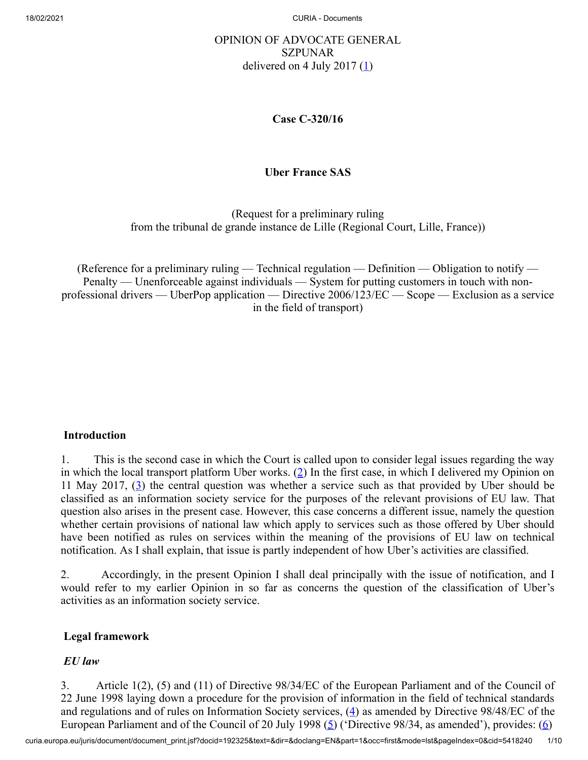OPINION OF ADVOCATE GENERAL
SZPUNAR
delivered on 4 July 2017 ([1])

**Case C‑320/16**

**Uber France SAS**

(Request for a preliminary ruling
from the tribunal de grande instance de Lille (Regional Court, Lille, France))

(Reference for a preliminary ruling — Technical regulation — Definition — Obligation to notify — Penalty — Unenforceable against individuals — System for putting customers in touch with non-professional drivers — UberPop application — Directive 2006/123/EC — Scope — Exclusion as a service in the field of transport)

## Introduction

1. This is the second case in which the Court is called upon to consider legal issues regarding the way in which the local transport platform Uber works. ([2]) In the first case, in which I delivered my Opinion on 11 May 2017, ([3]) the central question was whether a service such as that provided by Uber should be classified as an information society service for the purposes of the relevant provisions of EU law. That question also arises in the present case. However, this case concerns a different issue, namely the question whether certain provisions of national law which apply to services such as those offered by Uber should have been notified as rules on services within the meaning of the provisions of EU law on technical notification. As I shall explain, that issue is partly independent of how Uber's activities are classified.

2. Accordingly, in the present Opinion I shall deal principally with the issue of notification, and I would refer to my earlier Opinion in so far as concerns the question of the classification of Uber's activities as an information society service.

## Legal framework

### *EU law*

3. Article 1(2), (5) and (11) of Directive 98/34/EC of the European Parliament and of the Council of 22 June 1998 laying down a procedure for the provision of information in the field of technical standards and regulations and of rules on Information Society services, ([4]) as amended by Directive 98/48/EC of the European Parliament and of the Council of 20 July 1998 ([5]) ('Directive 98/34, as amended'), provides: ([6])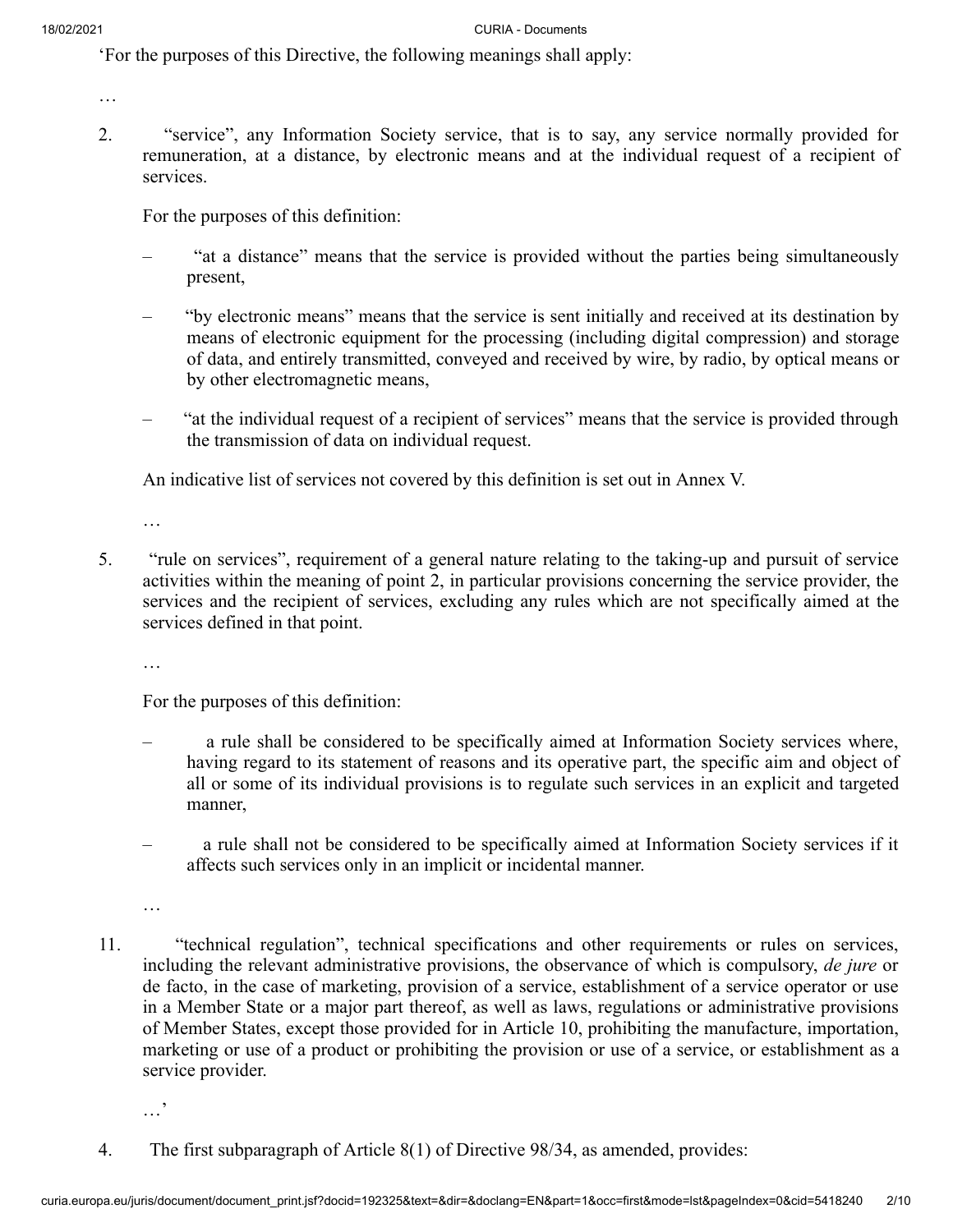'For the purposes of this Directive, the following meanings shall apply:

…

2. "service", any Information Society service, that is to say, any service normally provided for remuneration, at a distance, by electronic means and at the individual request of a recipient of services.

   For the purposes of this definition:

   – "at a distance" means that the service is provided without the parties being simultaneously present,

   – "by electronic means" means that the service is sent initially and received at its destination by means of electronic equipment for the processing (including digital compression) and storage of data, and entirely transmitted, conveyed and received by wire, by radio, by optical means or by other electromagnetic means,

   – "at the individual request of a recipient of services" means that the service is provided through the transmission of data on individual request.

   An indicative list of services not covered by this definition is set out in Annex V.

   …

5. "rule on services", requirement of a general nature relating to the taking-up and pursuit of service activities within the meaning of point 2, in particular provisions concerning the service provider, the services and the recipient of services, excluding any rules which are not specifically aimed at the services defined in that point.

   …

   For the purposes of this definition:

   – a rule shall be considered to be specifically aimed at Information Society services where, having regard to its statement of reasons and its operative part, the specific aim and object of all or some of its individual provisions is to regulate such services in an explicit and targeted manner,

   – a rule shall not be considered to be specifically aimed at Information Society services if it affects such services only in an implicit or incidental manner.

   …

11. "technical regulation", technical specifications and other requirements or rules on services, including the relevant administrative provisions, the observance of which is compulsory, *de jure* or de facto, in the case of marketing, provision of a service, establishment of a service operator or use in a Member State or a major part thereof, as well as laws, regulations or administrative provisions of Member States, except those provided for in Article 10, prohibiting the manufacture, importation, marketing or use of a product or prohibiting the provision or use of a service, or establishment as a service provider.

   …'

4. The first subparagraph of Article 8(1) of Directive 98/34, as amended, provides: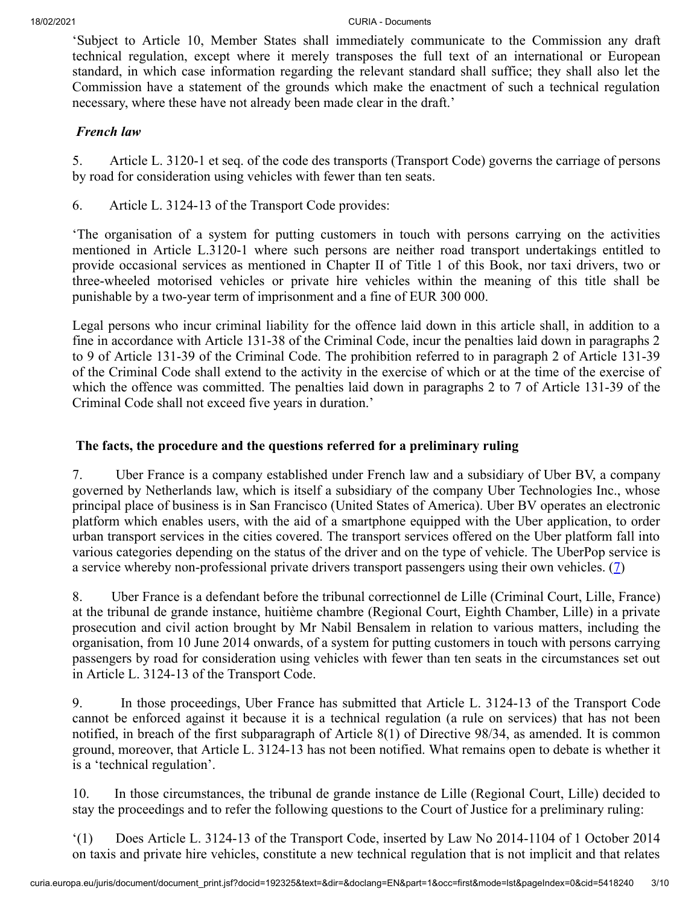'Subject to Article 10, Member States shall immediately communicate to the Commission any draft technical regulation, except where it merely transposes the full text of an international or European standard, in which case information regarding the relevant standard shall suffice; they shall also let the Commission have a statement of the grounds which make the enactment of such a technical regulation necessary, where these have not already been made clear in the draft.'

### *French law*

5. Article L. 3120-1 et seq. of the code des transports (Transport Code) governs the carriage of persons by road for consideration using vehicles with fewer than ten seats.

6. Article L. 3124-13 of the Transport Code provides:

'The organisation of a system for putting customers in touch with persons carrying on the activities mentioned in Article L.3120-1 where such persons are neither road transport undertakings entitled to provide occasional services as mentioned in Chapter II of Title 1 of this Book, nor taxi drivers, two or three-wheeled motorised vehicles or private hire vehicles within the meaning of this title shall be punishable by a two-year term of imprisonment and a fine of EUR 300 000.

Legal persons who incur criminal liability for the offence laid down in this article shall, in addition to a fine in accordance with Article 131-38 of the Criminal Code, incur the penalties laid down in paragraphs 2 to 9 of Article 131-39 of the Criminal Code. The prohibition referred to in paragraph 2 of Article 131-39 of the Criminal Code shall extend to the activity in the exercise of which or at the time of the exercise of which the offence was committed. The penalties laid down in paragraphs 2 to 7 of Article 131-39 of the Criminal Code shall not exceed five years in duration.'

## The facts, the procedure and the questions referred for a preliminary ruling

7. Uber France is a company established under French law and a subsidiary of Uber BV, a company governed by Netherlands law, which is itself a subsidiary of the company Uber Technologies Inc., whose principal place of business is in San Francisco (United States of America). Uber BV operates an electronic platform which enables users, with the aid of a smartphone equipped with the Uber application, to order urban transport services in the cities covered. The transport services offered on the Uber platform fall into various categories depending on the status of the driver and on the type of vehicle. The UberPop service is a service whereby non-professional private drivers transport passengers using their own vehicles. (7)

8. Uber France is a defendant before the tribunal correctionnel de Lille (Criminal Court, Lille, France) at the tribunal de grande instance, huitième chambre (Regional Court, Eighth Chamber, Lille) in a private prosecution and civil action brought by Mr Nabil Bensalem in relation to various matters, including the organisation, from 10 June 2014 onwards, of a system for putting customers in touch with persons carrying passengers by road for consideration using vehicles with fewer than ten seats in the circumstances set out in Article L. 3124-13 of the Transport Code.

9. In those proceedings, Uber France has submitted that Article L. 3124-13 of the Transport Code cannot be enforced against it because it is a technical regulation (a rule on services) that has not been notified, in breach of the first subparagraph of Article 8(1) of Directive 98/34, as amended. It is common ground, moreover, that Article L. 3124-13 has not been notified. What remains open to debate is whether it is a 'technical regulation'.

10. In those circumstances, the tribunal de grande instance de Lille (Regional Court, Lille) decided to stay the proceedings and to refer the following questions to the Court of Justice for a preliminary ruling:

'(1) Does Article L. 3124-13 of the Transport Code, inserted by Law No 2014-1104 of 1 October 2014 on taxis and private hire vehicles, constitute a new technical regulation that is not implicit and that relates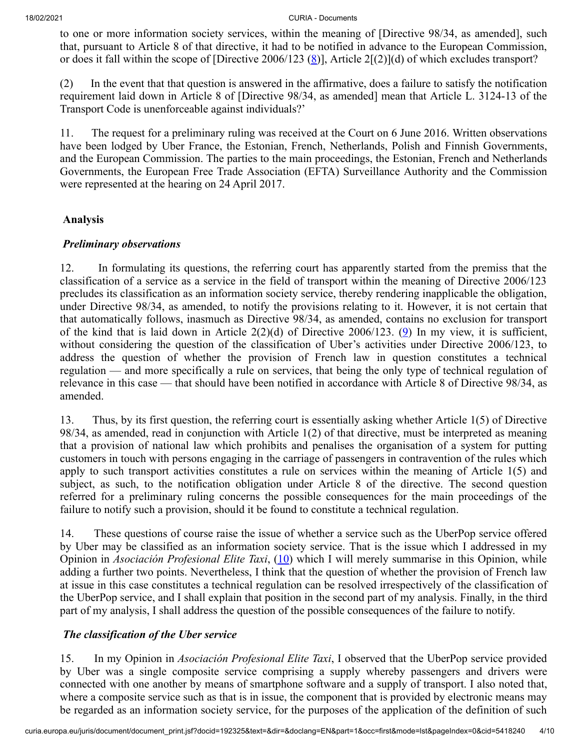to one or more information society services, within the meaning of [Directive 98/34, as amended], such that, pursuant to Article 8 of that directive, it had to be notified in advance to the European Commission, or does it fall within the scope of [Directive 2006/123 (8)], Article 2[(2)](d) of which excludes transport?

(2) In the event that that question is answered in the affirmative, does a failure to satisfy the notification requirement laid down in Article 8 of [Directive 98/34, as amended] mean that Article L. 3124-13 of the Transport Code is unenforceable against individuals?'

11. The request for a preliminary ruling was received at the Court on 6 June 2016. Written observations have been lodged by Uber France, the Estonian, French, Netherlands, Polish and Finnish Governments, and the European Commission. The parties to the main proceedings, the Estonian, French and Netherlands Governments, the European Free Trade Association (EFTA) Surveillance Authority and the Commission were represented at the hearing on 24 April 2017.

## Analysis

### *Preliminary observations*

12. In formulating its questions, the referring court has apparently started from the premiss that the classification of a service as a service in the field of transport within the meaning of Directive 2006/123 precludes its classification as an information society service, thereby rendering inapplicable the obligation, under Directive 98/34, as amended, to notify the provisions relating to it. However, it is not certain that that automatically follows, inasmuch as Directive 98/34, as amended, contains no exclusion for transport of the kind that is laid down in Article 2(2)(d) of Directive 2006/123. (9) In my view, it is sufficient, without considering the question of the classification of Uber's activities under Directive 2006/123, to address the question of whether the provision of French law in question constitutes a technical regulation — and more specifically a rule on services, that being the only type of technical regulation of relevance in this case — that should have been notified in accordance with Article 8 of Directive 98/34, as amended.

13. Thus, by its first question, the referring court is essentially asking whether Article 1(5) of Directive 98/34, as amended, read in conjunction with Article 1(2) of that directive, must be interpreted as meaning that a provision of national law which prohibits and penalises the organisation of a system for putting customers in touch with persons engaging in the carriage of passengers in contravention of the rules which apply to such transport activities constitutes a rule on services within the meaning of Article 1(5) and subject, as such, to the notification obligation under Article 8 of the directive. The second question referred for a preliminary ruling concerns the possible consequences for the main proceedings of the failure to notify such a provision, should it be found to constitute a technical regulation.

14. These questions of course raise the issue of whether a service such as the UberPop service offered by Uber may be classified as an information society service. That is the issue which I addressed in my Opinion in *Asociación Profesional Elite Taxi*, (10) which I will merely summarise in this Opinion, while adding a further two points. Nevertheless, I think that the question of whether the provision of French law at issue in this case constitutes a technical regulation can be resolved irrespectively of the classification of the UberPop service, and I shall explain that position in the second part of my analysis. Finally, in the third part of my analysis, I shall address the question of the possible consequences of the failure to notify.

### *The classification of the Uber service*

15. In my Opinion in *Asociación Profesional Elite Taxi*, I observed that the UberPop service provided by Uber was a single composite service comprising a supply whereby passengers and drivers were connected with one another by means of smartphone software and a supply of transport. I also noted that, where a composite service such as that is in issue, the component that is provided by electronic means may be regarded as an information society service, for the purposes of the application of the definition of such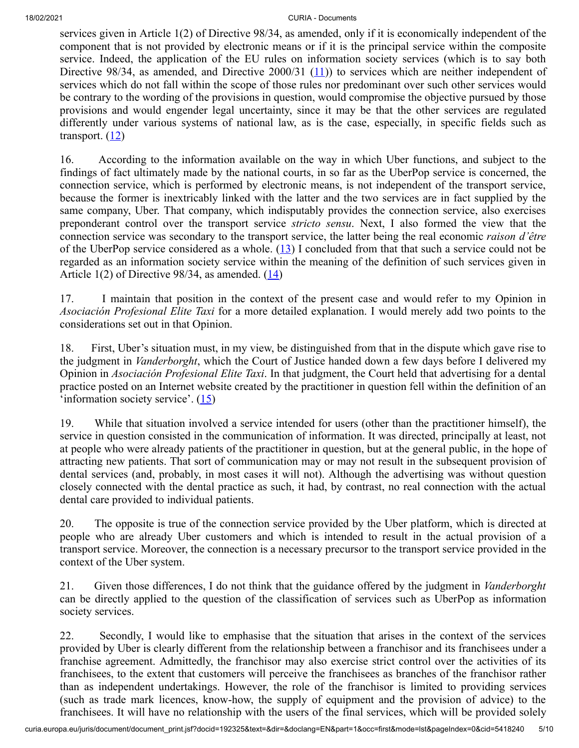services given in Article 1(2) of Directive 98/34, as amended, only if it is economically independent of the component that is not provided by electronic means or if it is the principal service within the composite service. Indeed, the application of the EU rules on information society services (which is to say both Directive 98/34, as amended, and Directive 2000/31 (11)) to services which are neither independent of services which do not fall within the scope of those rules nor predominant over such other services would be contrary to the wording of the provisions in question, would compromise the objective pursued by those provisions and would engender legal uncertainty, since it may be that the other services are regulated differently under various systems of national law, as is the case, especially, in specific fields such as transport. (12)

16. According to the information available on the way in which Uber functions, and subject to the findings of fact ultimately made by the national courts, in so far as the UberPop service is concerned, the connection service, which is performed by electronic means, is not independent of the transport service, because the former is inextricably linked with the latter and the two services are in fact supplied by the same company, Uber. That company, which indisputably provides the connection service, also exercises preponderant control over the transport service *stricto sensu*. Next, I also formed the view that the connection service was secondary to the transport service, the latter being the real economic *raison d'être* of the UberPop service considered as a whole. (13) I concluded from that that such a service could not be regarded as an information society service within the meaning of the definition of such services given in Article 1(2) of Directive 98/34, as amended. (14)

17. I maintain that position in the context of the present case and would refer to my Opinion in *Asociación Profesional Elite Taxi* for a more detailed explanation. I would merely add two points to the considerations set out in that Opinion.

18. First, Uber's situation must, in my view, be distinguished from that in the dispute which gave rise to the judgment in *Vanderborght*, which the Court of Justice handed down a few days before I delivered my Opinion in *Asociación Profesional Elite Taxi*. In that judgment, the Court held that advertising for a dental practice posted on an Internet website created by the practitioner in question fell within the definition of an 'information society service'. (15)

19. While that situation involved a service intended for users (other than the practitioner himself), the service in question consisted in the communication of information. It was directed, principally at least, not at people who were already patients of the practitioner in question, but at the general public, in the hope of attracting new patients. That sort of communication may or may not result in the subsequent provision of dental services (and, probably, in most cases it will not). Although the advertising was without question closely connected with the dental practice as such, it had, by contrast, no real connection with the actual dental care provided to individual patients.

20. The opposite is true of the connection service provided by the Uber platform, which is directed at people who are already Uber customers and which is intended to result in the actual provision of a transport service. Moreover, the connection is a necessary precursor to the transport service provided in the context of the Uber system.

21. Given those differences, I do not think that the guidance offered by the judgment in *Vanderborght* can be directly applied to the question of the classification of services such as UberPop as information society services.

22. Secondly, I would like to emphasise that the situation that arises in the context of the services provided by Uber is clearly different from the relationship between a franchisor and its franchisees under a franchise agreement. Admittedly, the franchisor may also exercise strict control over the activities of its franchisees, to the extent that customers will perceive the franchisees as branches of the franchisor rather than as independent undertakings. However, the role of the franchisor is limited to providing services (such as trade mark licences, know-how, the supply of equipment and the provision of advice) to the franchisees. It will have no relationship with the users of the final services, which will be provided solely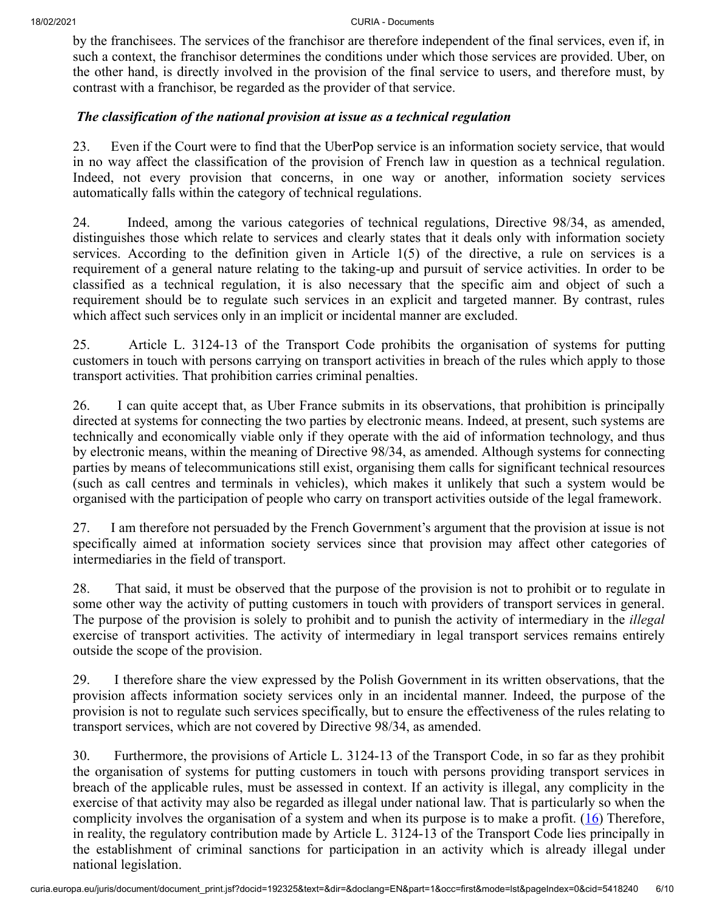by the franchisees. The services of the franchisor are therefore independent of the final services, even if, in such a context, the franchisor determines the conditions under which those services are provided. Uber, on the other hand, is directly involved in the provision of the final service to users, and therefore must, by contrast with a franchisor, be regarded as the provider of that service.

### *The classification of the national provision at issue as a technical regulation*

23. Even if the Court were to find that the UberPop service is an information society service, that would in no way affect the classification of the provision of French law in question as a technical regulation. Indeed, not every provision that concerns, in one way or another, information society services automatically falls within the category of technical regulations.

24. Indeed, among the various categories of technical regulations, Directive 98/34, as amended, distinguishes those which relate to services and clearly states that it deals only with information society services. According to the definition given in Article 1(5) of the directive, a rule on services is a requirement of a general nature relating to the taking-up and pursuit of service activities. In order to be classified as a technical regulation, it is also necessary that the specific aim and object of such a requirement should be to regulate such services in an explicit and targeted manner. By contrast, rules which affect such services only in an implicit or incidental manner are excluded.

25. Article L. 3124-13 of the Transport Code prohibits the organisation of systems for putting customers in touch with persons carrying on transport activities in breach of the rules which apply to those transport activities. That prohibition carries criminal penalties.

26. I can quite accept that, as Uber France submits in its observations, that prohibition is principally directed at systems for connecting the two parties by electronic means. Indeed, at present, such systems are technically and economically viable only if they operate with the aid of information technology, and thus by electronic means, within the meaning of Directive 98/34, as amended. Although systems for connecting parties by means of telecommunications still exist, organising them calls for significant technical resources (such as call centres and terminals in vehicles), which makes it unlikely that such a system would be organised with the participation of people who carry on transport activities outside of the legal framework.

27. I am therefore not persuaded by the French Government's argument that the provision at issue is not specifically aimed at information society services since that provision may affect other categories of intermediaries in the field of transport.

28. That said, it must be observed that the purpose of the provision is not to prohibit or to regulate in some other way the activity of putting customers in touch with providers of transport services in general. The purpose of the provision is solely to prohibit and to punish the activity of intermediary in the *illegal* exercise of transport activities. The activity of intermediary in legal transport services remains entirely outside the scope of the provision.

29. I therefore share the view expressed by the Polish Government in its written observations, that the provision affects information society services only in an incidental manner. Indeed, the purpose of the provision is not to regulate such services specifically, but to ensure the effectiveness of the rules relating to transport services, which are not covered by Directive 98/34, as amended.

30. Furthermore, the provisions of Article L. 3124-13 of the Transport Code, in so far as they prohibit the organisation of systems for putting customers in touch with persons providing transport services in breach of the applicable rules, must be assessed in context. If an activity is illegal, any complicity in the exercise of that activity may also be regarded as illegal under national law. That is particularly so when the complicity involves the organisation of a system and when its purpose is to make a profit. (16) Therefore, in reality, the regulatory contribution made by Article L. 3124-13 of the Transport Code lies principally in the establishment of criminal sanctions for participation in an activity which is already illegal under national legislation.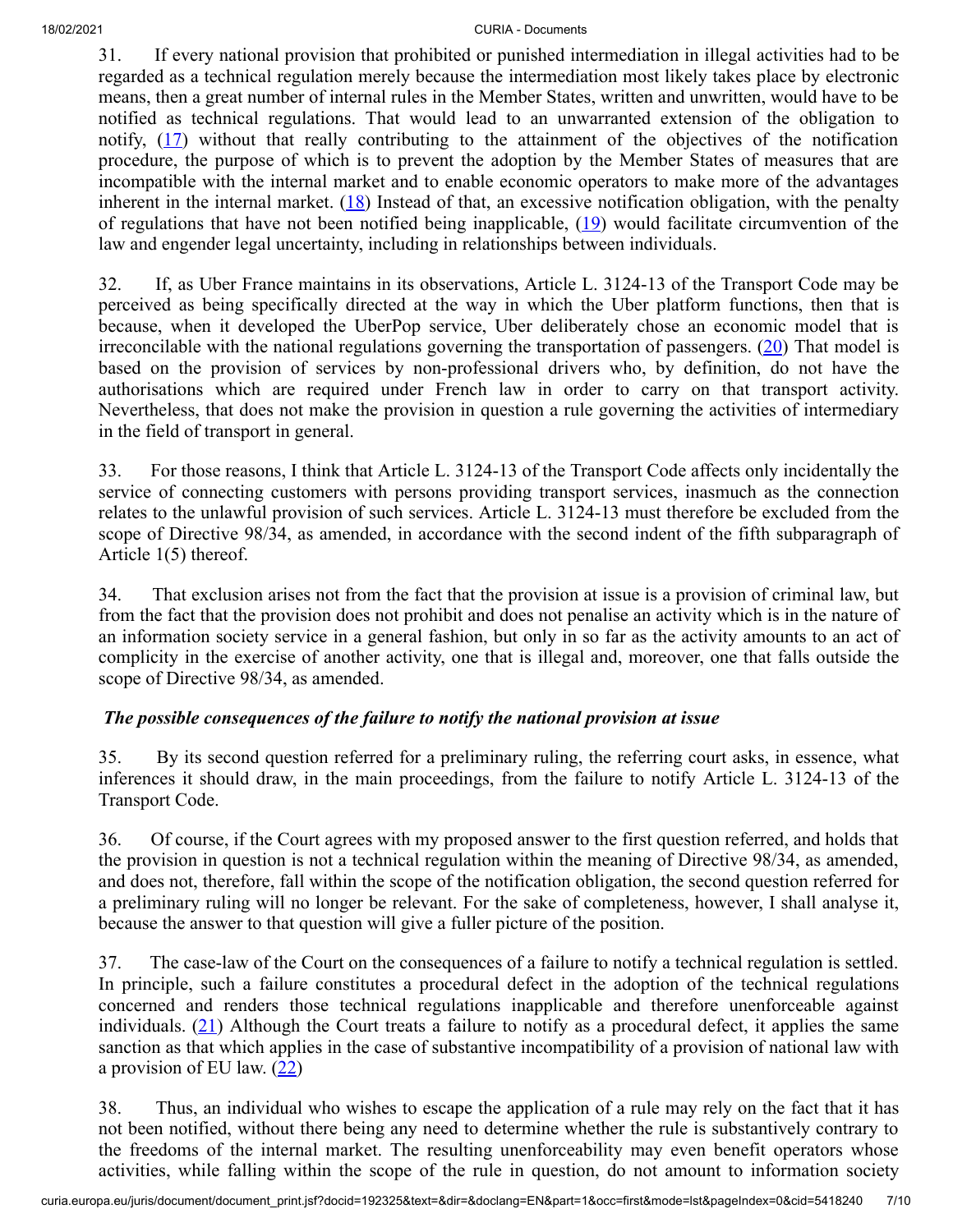31. If every national provision that prohibited or punished intermediation in illegal activities had to be regarded as a technical regulation merely because the intermediation most likely takes place by electronic means, then a great number of internal rules in the Member States, written and unwritten, would have to be notified as technical regulations. That would lead to an unwarranted extension of the obligation to notify, (17) without that really contributing to the attainment of the objectives of the notification procedure, the purpose of which is to prevent the adoption by the Member States of measures that are incompatible with the internal market and to enable economic operators to make more of the advantages inherent in the internal market. (18) Instead of that, an excessive notification obligation, with the penalty of regulations that have not been notified being inapplicable, (19) would facilitate circumvention of the law and engender legal uncertainty, including in relationships between individuals.

32. If, as Uber France maintains in its observations, Article L. 3124-13 of the Transport Code may be perceived as being specifically directed at the way in which the Uber platform functions, then that is because, when it developed the UberPop service, Uber deliberately chose an economic model that is irreconcilable with the national regulations governing the transportation of passengers. (20) That model is based on the provision of services by non-professional drivers who, by definition, do not have the authorisations which are required under French law in order to carry on that transport activity. Nevertheless, that does not make the provision in question a rule governing the activities of intermediary in the field of transport in general.

33. For those reasons, I think that Article L. 3124-13 of the Transport Code affects only incidentally the service of connecting customers with persons providing transport services, inasmuch as the connection relates to the unlawful provision of such services. Article L. 3124-13 must therefore be excluded from the scope of Directive 98/34, as amended, in accordance with the second indent of the fifth subparagraph of Article 1(5) thereof.

34. That exclusion arises not from the fact that the provision at issue is a provision of criminal law, but from the fact that the provision does not prohibit and does not penalise an activity which is in the nature of an information society service in a general fashion, but only in so far as the activity amounts to an act of complicity in the exercise of another activity, one that is illegal and, moreover, one that falls outside the scope of Directive 98/34, as amended.

### *The possible consequences of the failure to notify the national provision at issue*

35. By its second question referred for a preliminary ruling, the referring court asks, in essence, what inferences it should draw, in the main proceedings, from the failure to notify Article L. 3124-13 of the Transport Code.

36. Of course, if the Court agrees with my proposed answer to the first question referred, and holds that the provision in question is not a technical regulation within the meaning of Directive 98/34, as amended, and does not, therefore, fall within the scope of the notification obligation, the second question referred for a preliminary ruling will no longer be relevant. For the sake of completeness, however, I shall analyse it, because the answer to that question will give a fuller picture of the position.

37. The case-law of the Court on the consequences of a failure to notify a technical regulation is settled. In principle, such a failure constitutes a procedural defect in the adoption of the technical regulations concerned and renders those technical regulations inapplicable and therefore unenforceable against individuals. (21) Although the Court treats a failure to notify as a procedural defect, it applies the same sanction as that which applies in the case of substantive incompatibility of a provision of national law with a provision of EU law. (22)

38. Thus, an individual who wishes to escape the application of a rule may rely on the fact that it has not been notified, without there being any need to determine whether the rule is substantively contrary to the freedoms of the internal market. The resulting unenforceability may even benefit operators whose activities, while falling within the scope of the rule in question, do not amount to information society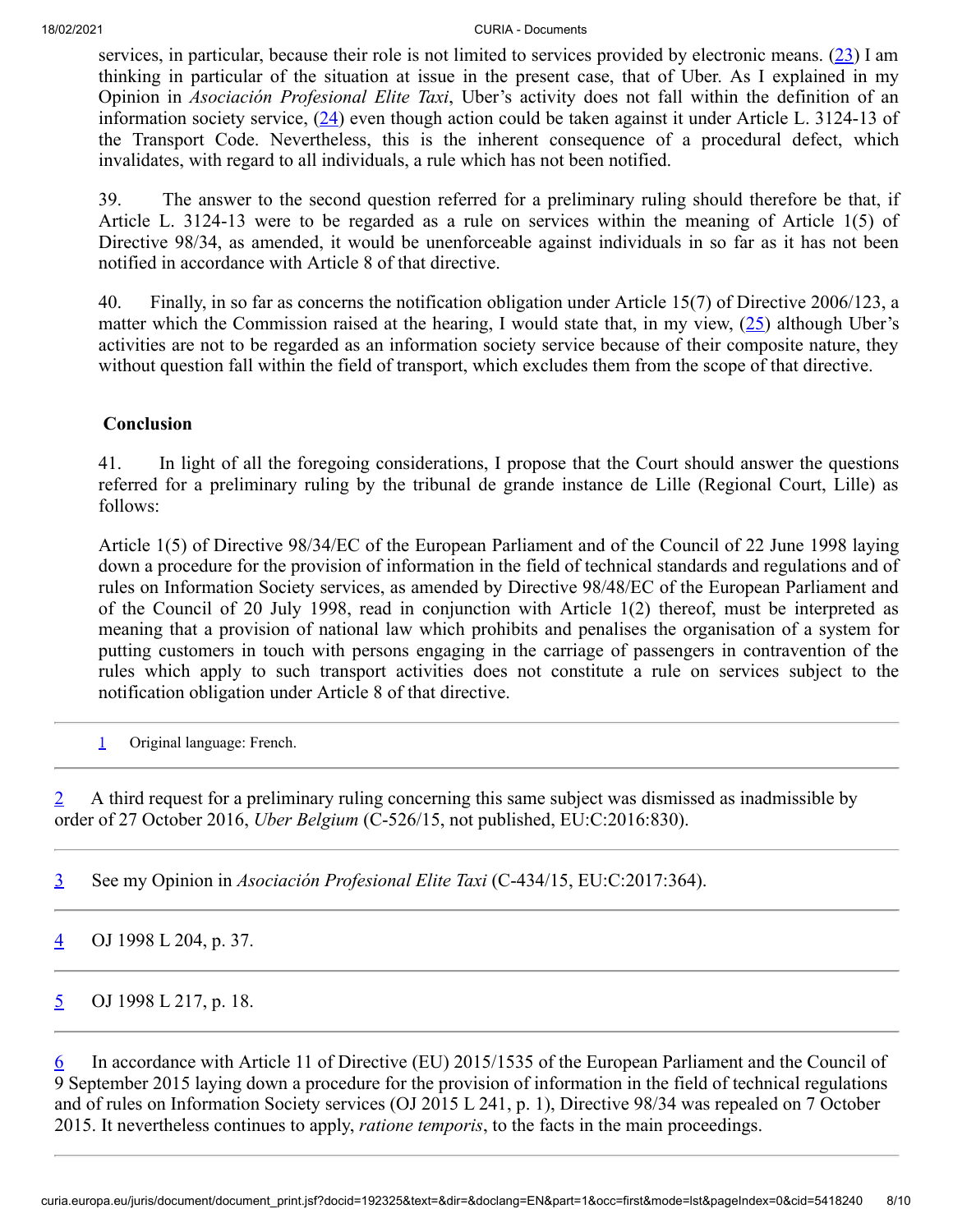services, in particular, because their role is not limited to services provided by electronic means. ([23]) I am thinking in particular of the situation at issue in the present case, that of Uber. As I explained in my Opinion in *Asociación Profesional Elite Taxi*, Uber's activity does not fall within the definition of an information society service, ([24]) even though action could be taken against it under Article L. 3124-13 of the Transport Code. Nevertheless, this is the inherent consequence of a procedural defect, which invalidates, with regard to all individuals, a rule which has not been notified.

39. The answer to the second question referred for a preliminary ruling should therefore be that, if Article L. 3124-13 were to be regarded as a rule on services within the meaning of Article 1(5) of Directive 98/34, as amended, it would be unenforceable against individuals in so far as it has not been notified in accordance with Article 8 of that directive.

40. Finally, in so far as concerns the notification obligation under Article 15(7) of Directive 2006/123, a matter which the Commission raised at the hearing, I would state that, in my view, ([25]) although Uber's activities are not to be regarded as an information society service because of their composite nature, they without question fall within the field of transport, which excludes them from the scope of that directive.

## Conclusion

41. In light of all the foregoing considerations, I propose that the Court should answer the questions referred for a preliminary ruling by the tribunal de grande instance de Lille (Regional Court, Lille) as follows:

Article 1(5) of Directive 98/34/EC of the European Parliament and of the Council of 22 June 1998 laying down a procedure for the provision of information in the field of technical standards and regulations and of rules on Information Society services, as amended by Directive 98/48/EC of the European Parliament and of the Council of 20 July 1998, read in conjunction with Article 1(2) thereof, must be interpreted as meaning that a provision of national law which prohibits and penalises the organisation of a system for putting customers in touch with persons engaging in the carriage of passengers in contravention of the rules which apply to such transport activities does not constitute a rule on services subject to the notification obligation under Article 8 of that directive.

---

1 Original language: French.

---

2 A third request for a preliminary ruling concerning this same subject was dismissed as inadmissible by order of 27 October 2016, *Uber Belgium* (C-526/15, not published, EU:C:2016:830).

---

3 See my Opinion in *Asociación Profesional Elite Taxi* (C-434/15, EU:C:2017:364).

---

4 OJ 1998 L 204, p. 37.

---

5 OJ 1998 L 217, p. 18.

---

6 In accordance with Article 11 of Directive (EU) 2015/1535 of the European Parliament and the Council of 9 September 2015 laying down a procedure for the provision of information in the field of technical regulations and of rules on Information Society services (OJ 2015 L 241, p. 1), Directive 98/34 was repealed on 7 October 2015. It nevertheless continues to apply, *ratione temporis*, to the facts in the main proceedings.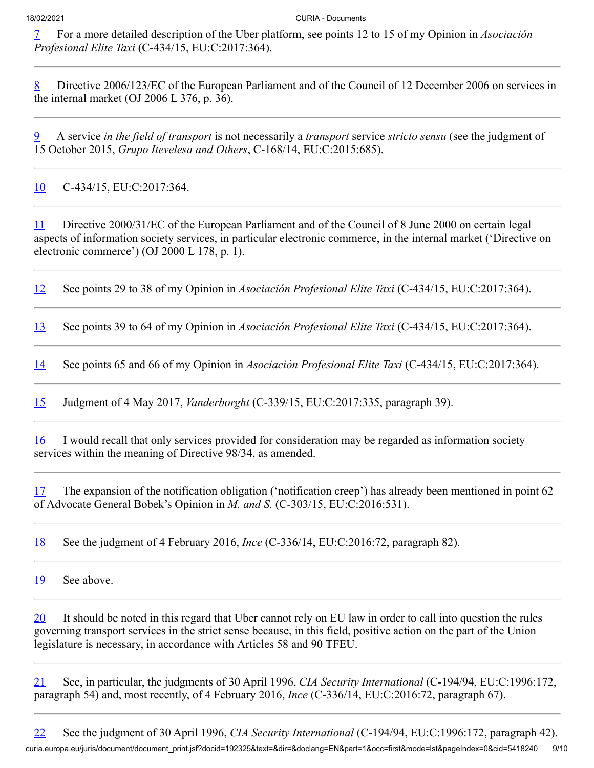7 For a more detailed description of the Uber platform, see points 12 to 15 of my Opinion in *Asociación Profesional Elite Taxi* (C-434/15, EU:C:2017:364).

---

8 Directive 2006/123/EC of the European Parliament and of the Council of 12 December 2006 on services in the internal market (OJ 2006 L 376, p. 36).

---

9 A service *in the field of transport* is not necessarily a *transport* service *stricto sensu* (see the judgment of 15 October 2015, *Grupo Itevelesa and Others*, C-168/14, EU:C:2015:685).

---

10 C-434/15, EU:C:2017:364.

---

11 Directive 2000/31/EC of the European Parliament and of the Council of 8 June 2000 on certain legal aspects of information society services, in particular electronic commerce, in the internal market ('Directive on electronic commerce') (OJ 2000 L 178, p. 1).

---

12 See points 29 to 38 of my Opinion in *Asociación Profesional Elite Taxi* (C-434/15, EU:C:2017:364).

---

13 See points 39 to 64 of my Opinion in *Asociación Profesional Elite Taxi* (C-434/15, EU:C:2017:364).

---

14 See points 65 and 66 of my Opinion in *Asociación Profesional Elite Taxi* (C-434/15, EU:C:2017:364).

---

15 Judgment of 4 May 2017, *Vanderborght* (C-339/15, EU:C:2017:335, paragraph 39).

---

16 I would recall that only services provided for consideration may be regarded as information society services within the meaning of Directive 98/34, as amended.

---

17 The expansion of the notification obligation ('notification creep') has already been mentioned in point 62 of Advocate General Bobek's Opinion in *M. and S.* (C-303/15, EU:C:2016:531).

---

18 See the judgment of 4 February 2016, *Ince* (C-336/14, EU:C:2016:72, paragraph 82).

---

19 See above.

---

20 It should be noted in this regard that Uber cannot rely on EU law in order to call into question the rules governing transport services in the strict sense because, in this field, positive action on the part of the Union legislature is necessary, in accordance with Articles 58 and 90 TFEU.

---

21 See, in particular, the judgments of 30 April 1996, *CIA Security International* (C-194/94, EU:C:1996:172, paragraph 54) and, most recently, of 4 February 2016, *Ince* (C-336/14, EU:C:2016:72, paragraph 67).

---

22 See the judgment of 30 April 1996, *CIA Security International* (C-194/94, EU:C:1996:172, paragraph 42).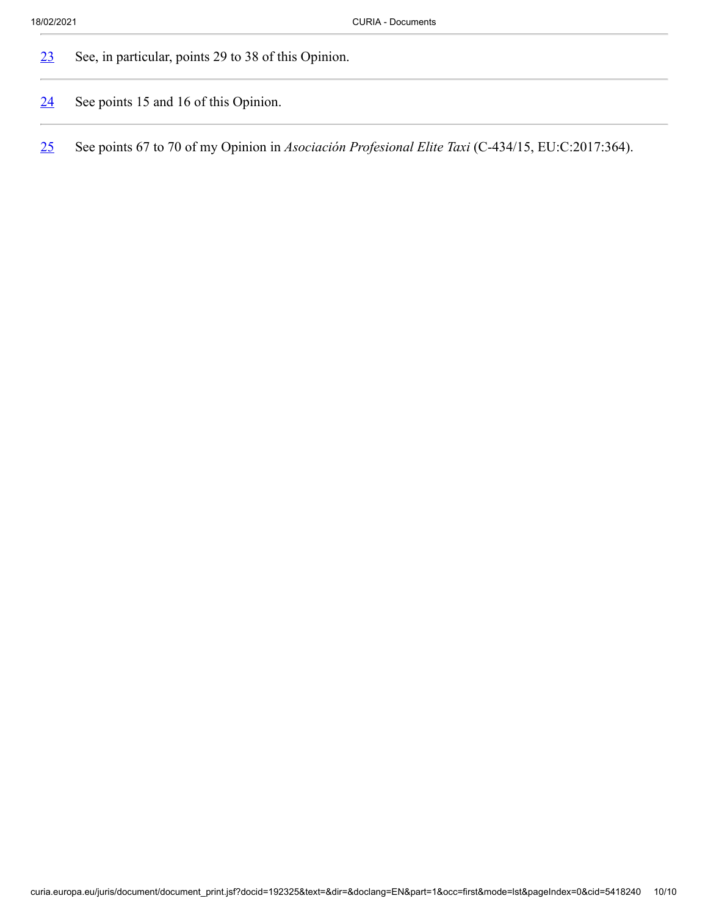[23] See, in particular, points 29 to 38 of this Opinion.

---

[24] See points 15 and 16 of this Opinion.

---

[25] See points 67 to 70 of my Opinion in *Asociación Profesional Elite Taxi* (C-434/15, EU:C:2017:364).